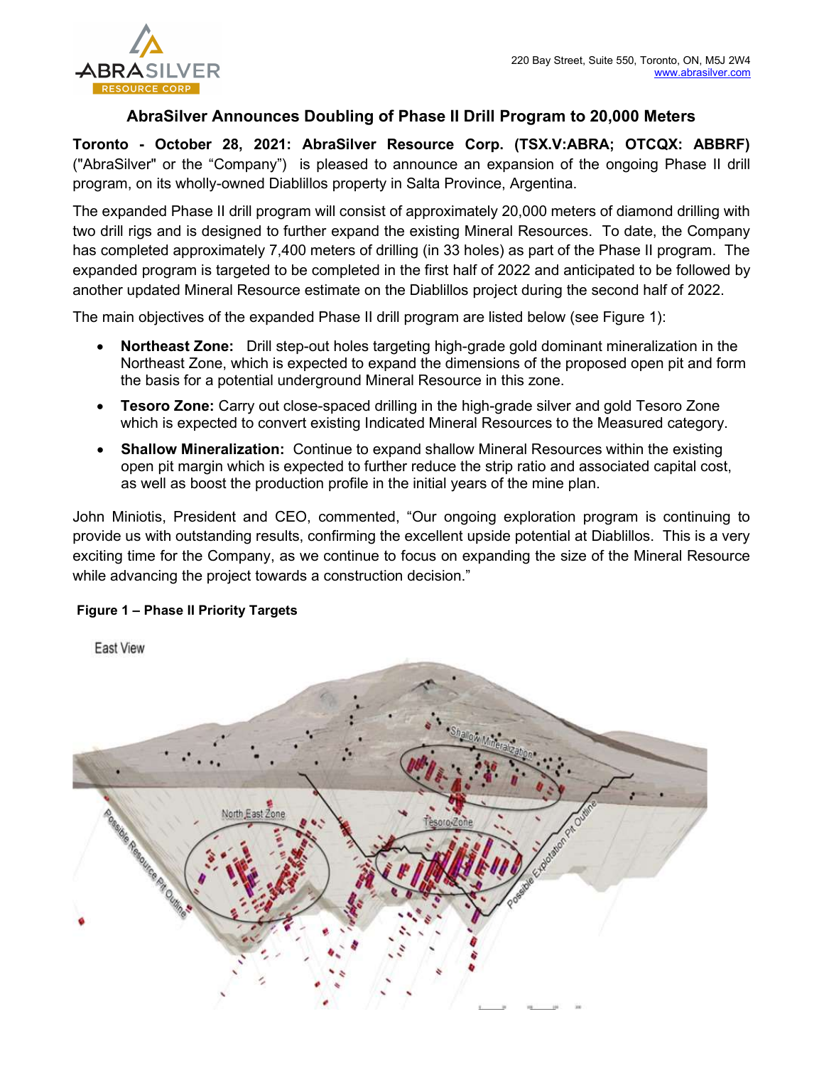220 Bay Street, Suite 550, Toronto, ON, M5J 2W4
www.abrasilver.com

# AbraSilver Announces Doubling of Phase II Drill Program to 20,000 Meters

**Toronto - October 28, 2021: AbraSilver Resource Corp. (TSX.V:ABRA; OTCQX: ABBRF)** ("AbraSilver" or the "Company") is pleased to announce an expansion of the ongoing Phase II drill program, on its wholly-owned Diablillos property in Salta Province, Argentina.

The expanded Phase II drill program will consist of approximately 20,000 meters of diamond drilling with two drill rigs and is designed to further expand the existing Mineral Resources. To date, the Company has completed approximately 7,400 meters of drilling (in 33 holes) as part of the Phase II program. The expanded program is targeted to be completed in the first half of 2022 and anticipated to be followed by another updated Mineral Resource estimate on the Diablillos project during the second half of 2022.

The main objectives of the expanded Phase II drill program are listed below (see Figure 1):

- **Northeast Zone:** Drill step-out holes targeting high-grade gold dominant mineralization in the Northeast Zone, which is expected to expand the dimensions of the proposed open pit and form the basis for a potential underground Mineral Resource in this zone.
- **Tesoro Zone:** Carry out close-spaced drilling in the high-grade silver and gold Tesoro Zone which is expected to convert existing Indicated Mineral Resources to the Measured category.
- **Shallow Mineralization:** Continue to expand shallow Mineral Resources within the existing open pit margin which is expected to further reduce the strip ratio and associated capital cost, as well as boost the production profile in the initial years of the mine plan.

John Miniotis, President and CEO, commented, "Our ongoing exploration program is continuing to provide us with outstanding results, confirming the excellent upside potential at Diablillos. This is a very exciting time for the Company, as we continue to focus on expanding the size of the Mineral Resource while advancing the project towards a construction decision."

**Figure 1 – Phase II Priority Targets**

East View

Shallow Mineralization

North East Zone

Tesoro Zone

Possible Resource Pit Outline

Possible Exploration Pit Outline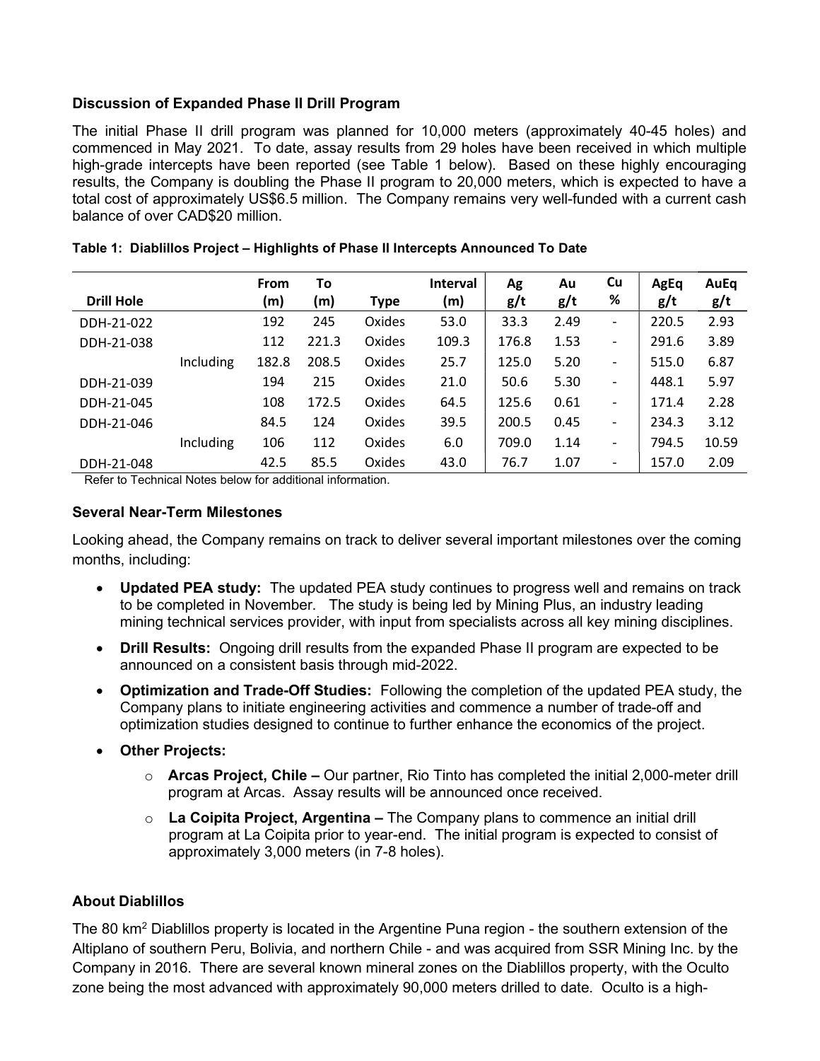### Discussion of Expanded Phase II Drill Program

The initial Phase II drill program was planned for 10,000 meters (approximately 40-45 holes) and commenced in May 2021. To date, assay results from 29 holes have been received in which multiple high-grade intercepts have been reported (see Table 1 below). Based on these highly encouraging results, the Company is doubling the Phase II program to 20,000 meters, which is expected to have a total cost of approximately US$6.5 million. The Company remains very well-funded with a current cash balance of over CAD$20 million.

**Table 1: Diablillos Project – Highlights of Phase II Intercepts Announced To Date**

| Drill Hole | | From (m) | To (m) | Type | Interval (m) | Ag g/t | Au g/t | Cu % | AgEq g/t | AuEq g/t |
|---|---|---|---|---|---|---|---|---|---|---|
| DDH-21-022 | | 192 | 245 | Oxides | 53.0 | 33.3 | 2.49 | - | 220.5 | 2.93 |
| DDH-21-038 | | 112 | 221.3 | Oxides | 109.3 | 176.8 | 1.53 | - | 291.6 | 3.89 |
| | Including | 182.8 | 208.5 | Oxides | 25.7 | 125.0 | 5.20 | - | 515.0 | 6.87 |
| DDH-21-039 | | 194 | 215 | Oxides | 21.0 | 50.6 | 5.30 | - | 448.1 | 5.97 |
| DDH-21-045 | | 108 | 172.5 | Oxides | 64.5 | 125.6 | 0.61 | - | 171.4 | 2.28 |
| DDH-21-046 | | 84.5 | 124 | Oxides | 39.5 | 200.5 | 0.45 | - | 234.3 | 3.12 |
| | Including | 106 | 112 | Oxides | 6.0 | 709.0 | 1.14 | - | 794.5 | 10.59 |
| DDH-21-048 | | 42.5 | 85.5 | Oxides | 43.0 | 76.7 | 1.07 | - | 157.0 | 2.09 |

Refer to Technical Notes below for additional information.

### Several Near-Term Milestones

Looking ahead, the Company remains on track to deliver several important milestones over the coming months, including:

- **Updated PEA study:** The updated PEA study continues to progress well and remains on track to be completed in November. The study is being led by Mining Plus, an industry leading mining technical services provider, with input from specialists across all key mining disciplines.
- **Drill Results:** Ongoing drill results from the expanded Phase II program are expected to be announced on a consistent basis through mid-2022.
- **Optimization and Trade-Off Studies:** Following the completion of the updated PEA study, the Company plans to initiate engineering activities and commence a number of trade-off and optimization studies designed to continue to further enhance the economics of the project.
- **Other Projects:**
  - **Arcas Project, Chile –** Our partner, Rio Tinto has completed the initial 2,000-meter drill program at Arcas. Assay results will be announced once received.
  - **La Coipita Project, Argentina –** The Company plans to commence an initial drill program at La Coipita prior to year-end. The initial program is expected to consist of approximately 3,000 meters (in 7-8 holes).

### About Diablillos

The 80 km$^2$ Diablillos property is located in the Argentine Puna region - the southern extension of the Altiplano of southern Peru, Bolivia, and northern Chile - and was acquired from SSR Mining Inc. by the Company in 2016. There are several known mineral zones on the Diablillos property, with the Oculto zone being the most advanced with approximately 90,000 meters drilled to date. Oculto is a high-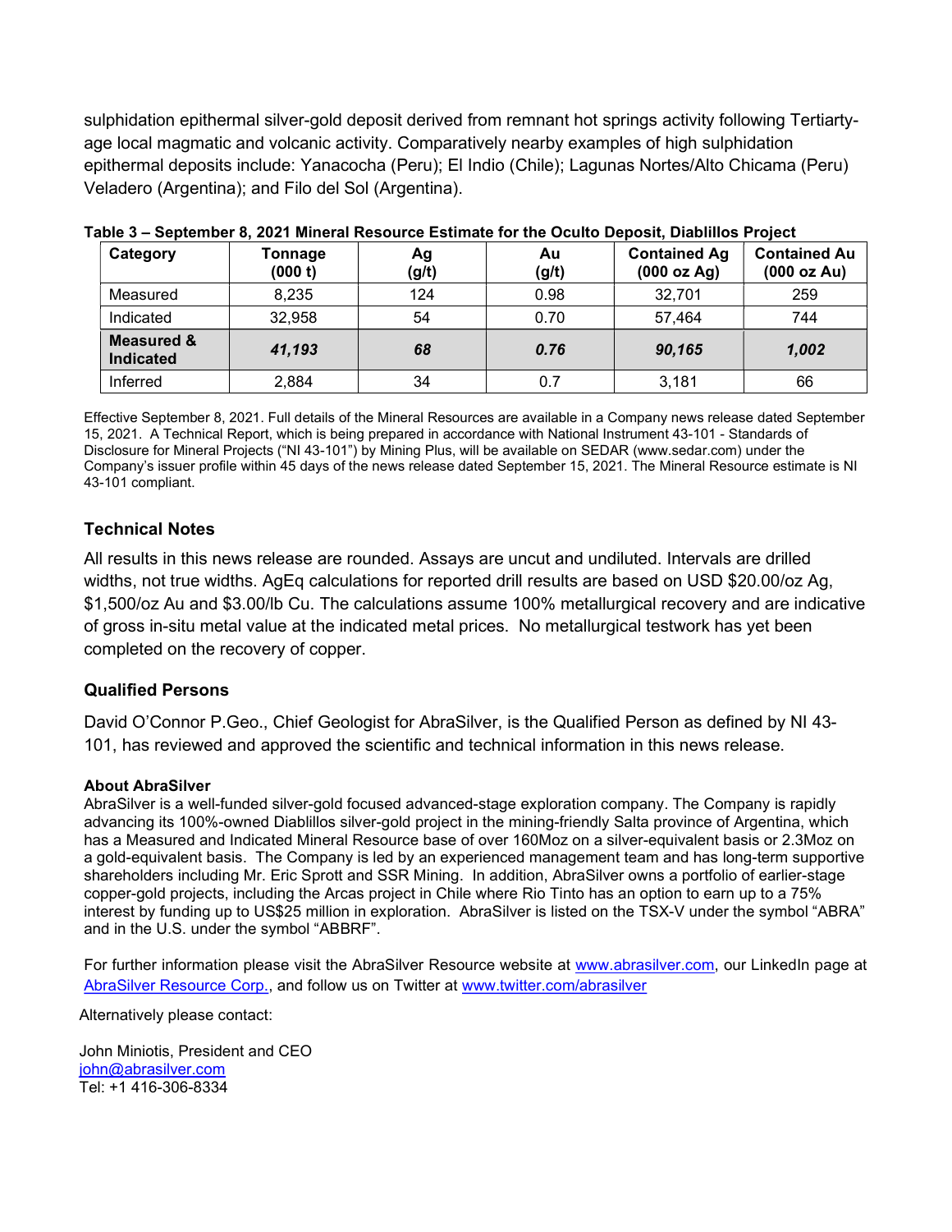sulphidation epithermal silver-gold deposit derived from remnant hot springs activity following Tertiarty-age local magmatic and volcanic activity. Comparatively nearby examples of high sulphidation epithermal deposits include: Yanacocha (Peru); El Indio (Chile); Lagunas Nortes/Alto Chicama (Peru) Veladero (Argentina); and Filo del Sol (Argentina).

**Table 3 – September 8, 2021 Mineral Resource Estimate for the Oculto Deposit, Diablillos Project**

| Category | Tonnage (000 t) | Ag (g/t) | Au (g/t) | Contained Ag (000 oz Ag) | Contained Au (000 oz Au) |
|---|---|---|---|---|---|
| Measured | 8,235 | 124 | 0.98 | 32,701 | 259 |
| Indicated | 32,958 | 54 | 0.70 | 57,464 | 744 |
| **Measured & Indicated** | ***41,193*** | ***68*** | ***0.76*** | ***90,165*** | ***1,002*** |
| Inferred | 2,884 | 34 | 0.7 | 3,181 | 66 |

Effective September 8, 2021. Full details of the Mineral Resources are available in a Company news release dated September 15, 2021. A Technical Report, which is being prepared in accordance with National Instrument 43-101 - Standards of Disclosure for Mineral Projects ("NI 43-101") by Mining Plus, will be available on SEDAR (www.sedar.com) under the Company's issuer profile within 45 days of the news release dated September 15, 2021. The Mineral Resource estimate is NI 43-101 compliant.

## Technical Notes

All results in this news release are rounded. Assays are uncut and undiluted. Intervals are drilled widths, not true widths. AgEq calculations for reported drill results are based on USD $20.00/oz Ag, $1,500/oz Au and $3.00/lb Cu. The calculations assume 100% metallurgical recovery and are indicative of gross in-situ metal value at the indicated metal prices. No metallurgical testwork has yet been completed on the recovery of copper.

## Qualified Persons

David O'Connor P.Geo., Chief Geologist for AbraSilver, is the Qualified Person as defined by NI 43-101, has reviewed and approved the scientific and technical information in this news release.

**About AbraSilver**

AbraSilver is a well-funded silver-gold focused advanced-stage exploration company. The Company is rapidly advancing its 100%-owned Diablillos silver-gold project in the mining-friendly Salta province of Argentina, which has a Measured and Indicated Mineral Resource base of over 160Moz on a silver-equivalent basis or 2.3Moz on a gold-equivalent basis. The Company is led by an experienced management team and has long-term supportive shareholders including Mr. Eric Sprott and SSR Mining. In addition, AbraSilver owns a portfolio of earlier-stage copper-gold projects, including the Arcas project in Chile where Rio Tinto has an option to earn up to a 75% interest by funding up to US$25 million in exploration. AbraSilver is listed on the TSX-V under the symbol "ABRA" and in the U.S. under the symbol "ABBRF".

For further information please visit the AbraSilver Resource website at www.abrasilver.com, our LinkedIn page at AbraSilver Resource Corp., and follow us on Twitter at www.twitter.com/abrasilver

Alternatively please contact:

John Miniotis, President and CEO
john@abrasilver.com
Tel: +1 416-306-8334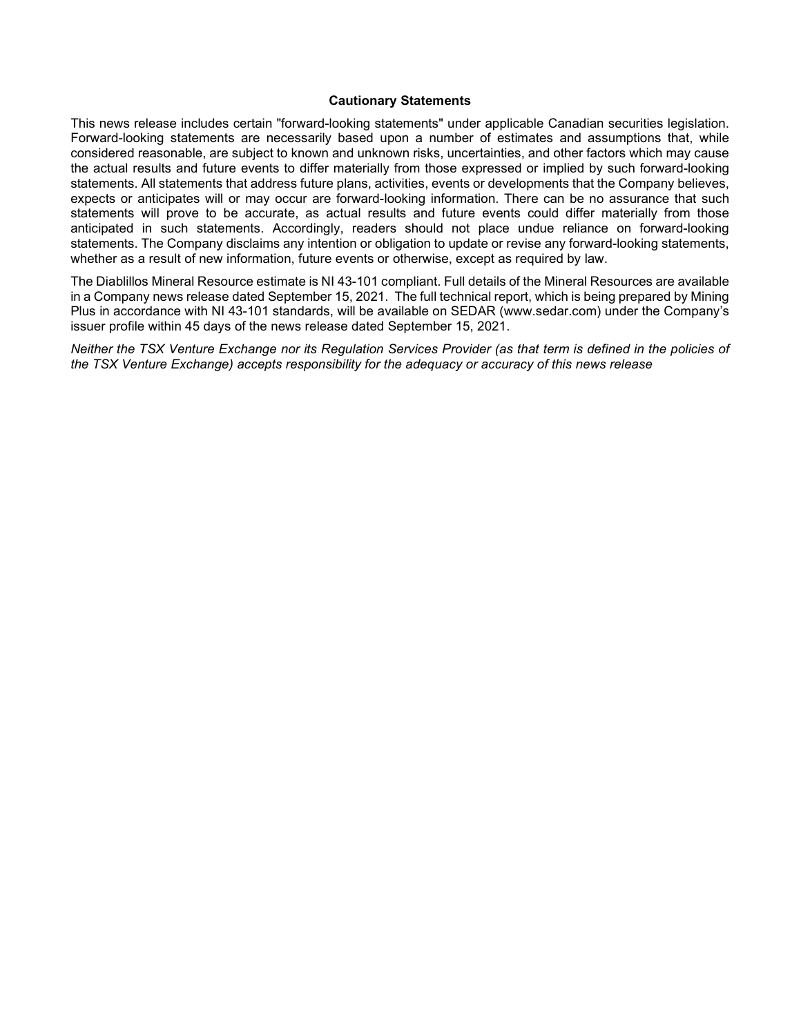**Cautionary Statements**

This news release includes certain "forward-looking statements" under applicable Canadian securities legislation. Forward-looking statements are necessarily based upon a number of estimates and assumptions that, while considered reasonable, are subject to known and unknown risks, uncertainties, and other factors which may cause the actual results and future events to differ materially from those expressed or implied by such forward-looking statements. All statements that address future plans, activities, events or developments that the Company believes, expects or anticipates will or may occur are forward-looking information. There can be no assurance that such statements will prove to be accurate, as actual results and future events could differ materially from those anticipated in such statements. Accordingly, readers should not place undue reliance on forward-looking statements. The Company disclaims any intention or obligation to update or revise any forward-looking statements, whether as a result of new information, future events or otherwise, except as required by law.

The Diablillos Mineral Resource estimate is NI 43-101 compliant. Full details of the Mineral Resources are available in a Company news release dated September 15, 2021. The full technical report, which is being prepared by Mining Plus in accordance with NI 43-101 standards, will be available on SEDAR (www.sedar.com) under the Company's issuer profile within 45 days of the news release dated September 15, 2021.

*Neither the TSX Venture Exchange nor its Regulation Services Provider (as that term is defined in the policies of the TSX Venture Exchange) accepts responsibility for the adequacy or accuracy of this news release*